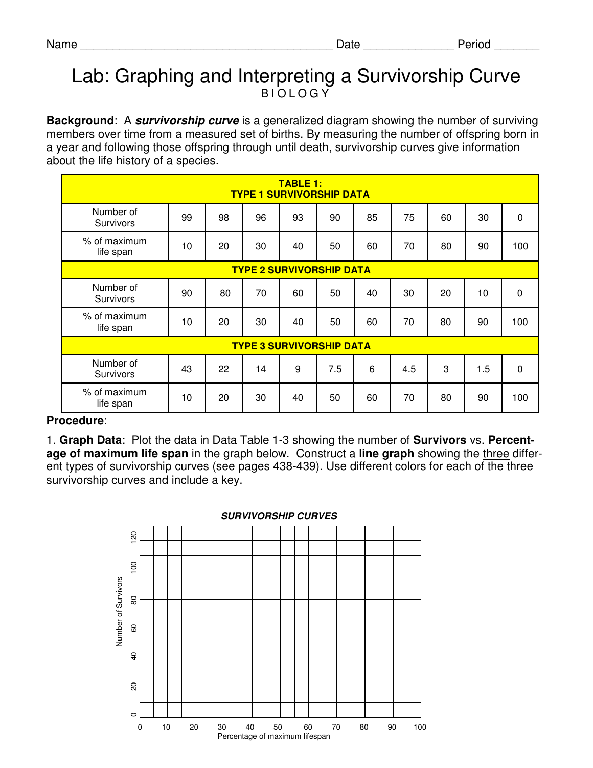Name _______________________________________ Date ______________ Period _______

# Lab: Graphing and Interpreting a Survivorship Curve

BIOLOGY

**Background**: A ***survivorship curve*** is a generalized diagram showing the number of surviving members over time from a measured set of births. By measuring the number of offspring born in a year and following those offspring through until death, survivorship curves give information about the life history of a species.

| **TABLE 1: TYPE 1 SURVIVORSHIP DATA** | | | | | | | | | | |
|---|---|---|---|---|---|---|---|---|---|---|
| Number of Survivors | 99 | 98 | 96 | 93 | 90 | 85 | 75 | 60 | 30 | 0 |
| % of maximum life span | 10 | 20 | 30 | 40 | 50 | 60 | 70 | 80 | 90 | 100 |
| **TYPE 2 SURVIVORSHIP DATA** | | | | | | | | | | |
| Number of Survivors | 90 | 80 | 70 | 60 | 50 | 40 | 30 | 20 | 10 | 0 |
| % of maximum life span | 10 | 20 | 30 | 40 | 50 | 60 | 70 | 80 | 90 | 100 |
| **TYPE 3 SURVIVORSHIP DATA** | | | | | | | | | | |
| Number of Survivors | 43 | 22 | 14 | 9 | 7.5 | 6 | 4.5 | 3 | 1.5 | 0 |
| % of maximum life span | 10 | 20 | 30 | 40 | 50 | 60 | 70 | 80 | 90 | 100 |

**Procedure**:

1. **Graph Data**: Plot the data in Data Table 1-3 showing the number of **Survivors** vs. **Percentage of maximum life span** in the graph below. Construct a **line graph** showing the three different types of survivorship curves (see pages 438-439). Use different colors for each of the three survivorship curves and include a key.

***SURVIVORSHIP CURVES***

Number of Survivors: 0, 20, 40, 60, 80, 100, 120

Percentage of maximum lifespan: 0, 10, 20, 30, 40, 50, 60, 70, 80, 90, 100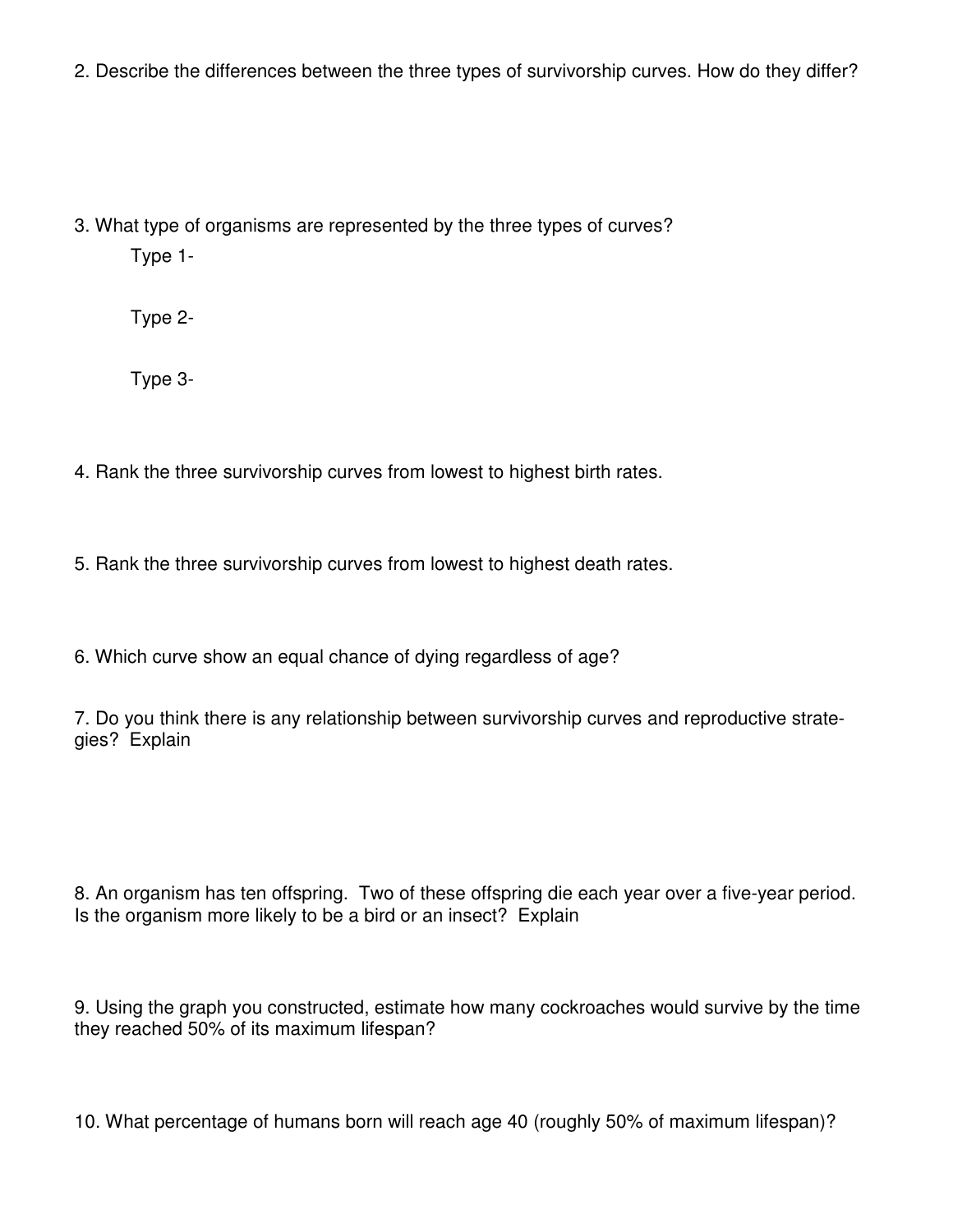2. Describe the differences between the three types of survivorship curves. How do they differ?

3. What type of organisms are represented by the three types of curves?

Type 1-

Type 2-

Type 3-

4. Rank the three survivorship curves from lowest to highest birth rates.

5. Rank the three survivorship curves from lowest to highest death rates.

6. Which curve show an equal chance of dying regardless of age?

7. Do you think there is any relationship between survivorship curves and reproductive strategies? Explain

8. An organism has ten offspring. Two of these offspring die each year over a five-year period. Is the organism more likely to be a bird or an insect? Explain

9. Using the graph you constructed, estimate how many cockroaches would survive by the time they reached 50% of its maximum lifespan?

10. What percentage of humans born will reach age 40 (roughly 50% of maximum lifespan)?